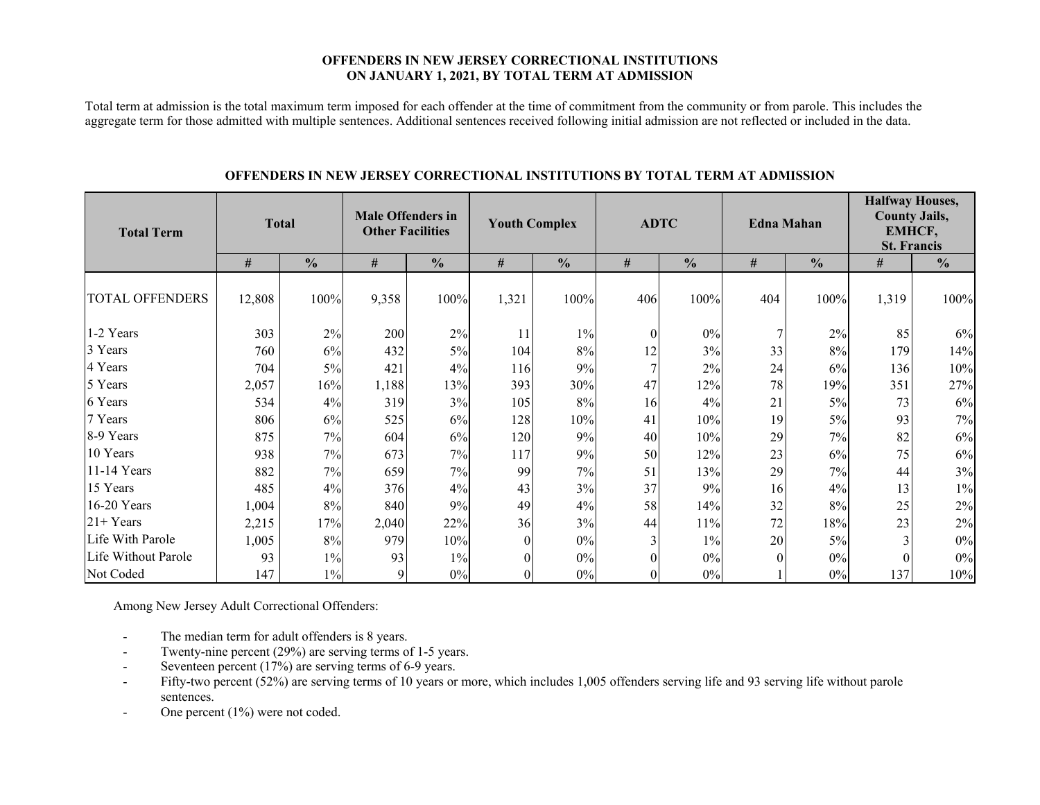**OFFENDERS IN NEW JERSEY CORRECTIONAL INSTITUTIONS ON JANUARY 1, 2021, BY TOTAL TERM AT ADMISSION**

Total term at admission is the total maximum term imposed for each offender at the time of commitment from the community or from parole. This includes the aggregate term for those admitted with multiple sentences. Additional sentences received following initial admission are not reflected or included in the data.

**OFFENDERS IN NEW JERSEY CORRECTIONAL INSTITUTIONS BY TOTAL TERM AT ADMISSION**

| Total Term | Total | | Male Offenders in Other Facilities | | Youth Complex | | ADTC | | Edna Mahan | | Halfway Houses, County Jails, EMHCF, St. Francis | |
|---|---|---|---|---|---|---|---|---|---|---|---|---|
| | # | % | # | % | # | % | # | % | # | % | # | % |
| TOTAL OFFENDERS | 12,808 | 100% | 9,358 | 100% | 1,321 | 100% | 406 | 100% | 404 | 100% | 1,319 | 100% |
| 1-2 Years | 303 | 2% | 200 | 2% | 11 | 1% | 0 | 0% | 7 | 2% | 85 | 6% |
| 3 Years | 760 | 6% | 432 | 5% | 104 | 8% | 12 | 3% | 33 | 8% | 179 | 14% |
| 4 Years | 704 | 5% | 421 | 4% | 116 | 9% | 7 | 2% | 24 | 6% | 136 | 10% |
| 5 Years | 2,057 | 16% | 1,188 | 13% | 393 | 30% | 47 | 12% | 78 | 19% | 351 | 27% |
| 6 Years | 534 | 4% | 319 | 3% | 105 | 8% | 16 | 4% | 21 | 5% | 73 | 6% |
| 7 Years | 806 | 6% | 525 | 6% | 128 | 10% | 41 | 10% | 19 | 5% | 93 | 7% |
| 8-9 Years | 875 | 7% | 604 | 6% | 120 | 9% | 40 | 10% | 29 | 7% | 82 | 6% |
| 10 Years | 938 | 7% | 673 | 7% | 117 | 9% | 50 | 12% | 23 | 6% | 75 | 6% |
| 11-14 Years | 882 | 7% | 659 | 7% | 99 | 7% | 51 | 13% | 29 | 7% | 44 | 3% |
| 15 Years | 485 | 4% | 376 | 4% | 43 | 3% | 37 | 9% | 16 | 4% | 13 | 1% |
| 16-20 Years | 1,004 | 8% | 840 | 9% | 49 | 4% | 58 | 14% | 32 | 8% | 25 | 2% |
| 21+ Years | 2,215 | 17% | 2,040 | 22% | 36 | 3% | 44 | 11% | 72 | 18% | 23 | 2% |
| Life With Parole | 1,005 | 8% | 979 | 10% | 0 | 0% | 3 | 1% | 20 | 5% | 3 | 0% |
| Life Without Parole | 93 | 1% | 93 | 1% | 0 | 0% | 0 | 0% | 0 | 0% | 0 | 0% |
| Not Coded | 147 | 1% | 9 | 0% | 0 | 0% | 0 | 0% | 1 | 0% | 137 | 10% |

Among New Jersey Adult Correctional Offenders:

- The median term for adult offenders is 8 years.
- Twenty-nine percent (29%) are serving terms of 1-5 years.
- Seventeen percent (17%) are serving terms of 6-9 years.
- Fifty-two percent (52%) are serving terms of 10 years or more, which includes 1,005 offenders serving life and 93 serving life without parole sentences.
- One percent (1%) were not coded.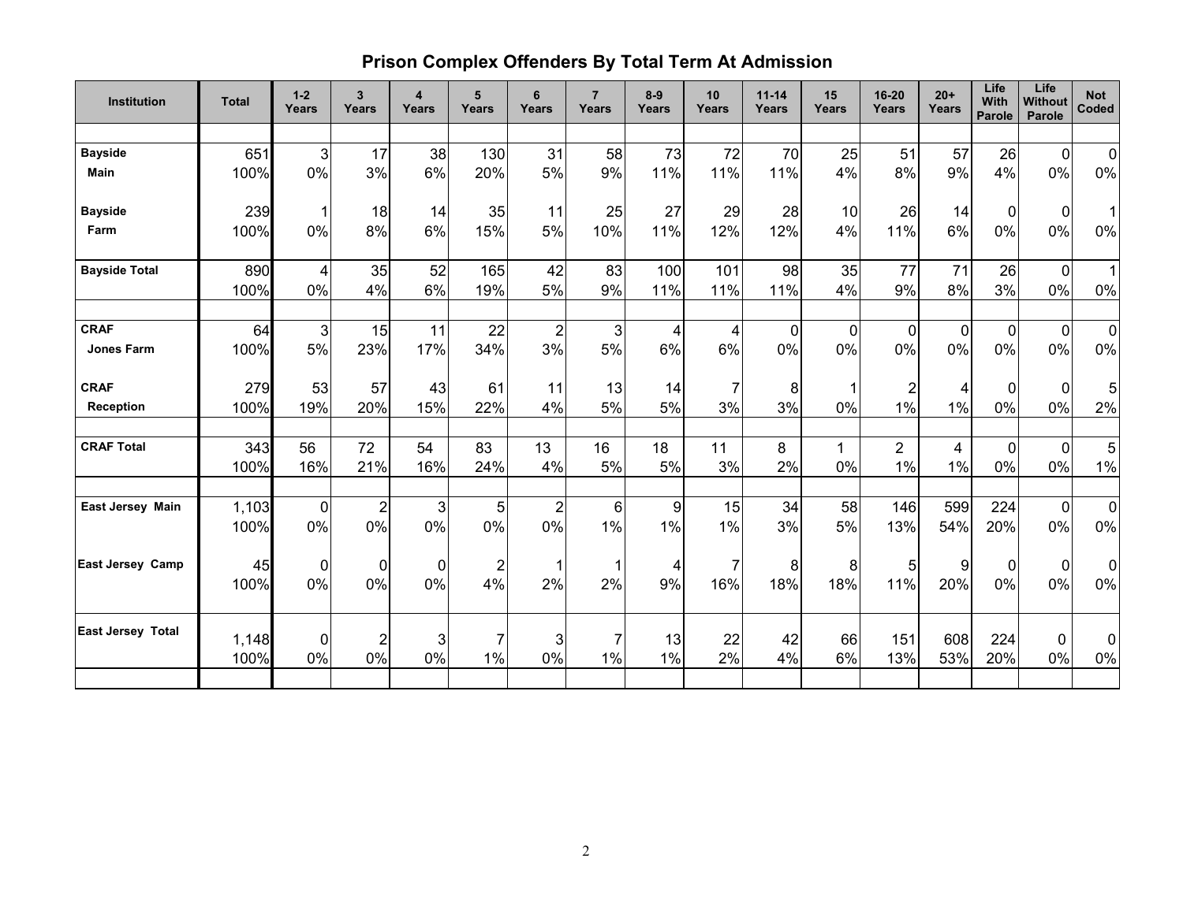# Prison Complex Offenders By Total Term At Admission

| Institution | Total | 1-2 Years | 3 Years | 4 Years | 5 Years | 6 Years | 7 Years | 8-9 Years | 10 Years | 11-14 Years | 15 Years | 16-20 Years | 20+ Years | Life With Parole | Life Without Parole | Not Coded |
|---|---|---|---|---|---|---|---|---|---|---|---|---|---|---|---|---|
| **Bayside Main** | 651 | 3 | 17 | 38 | 130 | 31 | 58 | 73 | 72 | 70 | 25 | 51 | 57 | 26 | 0 | 0 |
| | 100% | 0% | 3% | 6% | 20% | 5% | 9% | 11% | 11% | 11% | 4% | 8% | 9% | 4% | 0% | 0% |
| **Bayside Farm** | 239 | 1 | 18 | 14 | 35 | 11 | 25 | 27 | 29 | 28 | 10 | 26 | 14 | 0 | 0 | 1 |
| | 100% | 0% | 8% | 6% | 15% | 5% | 10% | 11% | 12% | 12% | 4% | 11% | 6% | 0% | 0% | 0% |
| **Bayside Total** | 890 | 4 | 35 | 52 | 165 | 42 | 83 | 100 | 101 | 98 | 35 | 77 | 71 | 26 | 0 | 1 |
| | 100% | 0% | 4% | 6% | 19% | 5% | 9% | 11% | 11% | 11% | 4% | 9% | 8% | 3% | 0% | 0% |
| **CRAF Jones Farm** | 64 | 3 | 15 | 11 | 22 | 2 | 3 | 4 | 4 | 0 | 0 | 0 | 0 | 0 | 0 | 0 |
| | 100% | 5% | 23% | 17% | 34% | 3% | 5% | 6% | 6% | 0% | 0% | 0% | 0% | 0% | 0% | 0% |
| **CRAF Reception** | 279 | 53 | 57 | 43 | 61 | 11 | 13 | 14 | 7 | 8 | 1 | 2 | 4 | 0 | 0 | 5 |
| | 100% | 19% | 20% | 15% | 22% | 4% | 5% | 5% | 3% | 3% | 0% | 1% | 1% | 0% | 0% | 2% |
| **CRAF Total** | 343 | 56 | 72 | 54 | 83 | 13 | 16 | 18 | 11 | 8 | 1 | 2 | 4 | 0 | 0 | 5 |
| | 100% | 16% | 21% | 16% | 24% | 4% | 5% | 5% | 3% | 2% | 0% | 1% | 1% | 0% | 0% | 1% |
| **East Jersey Main** | 1,103 | 0 | 2 | 3 | 5 | 2 | 6 | 9 | 15 | 34 | 58 | 146 | 599 | 224 | 0 | 0 |
| | 100% | 0% | 0% | 0% | 0% | 0% | 1% | 1% | 1% | 3% | 5% | 13% | 54% | 20% | 0% | 0% |
| **East Jersey Camp** | 45 | 0 | 0 | 0 | 2 | 1 | 1 | 4 | 7 | 8 | 8 | 5 | 9 | 0 | 0 | 0 |
| | 100% | 0% | 0% | 0% | 4% | 2% | 2% | 9% | 16% | 18% | 18% | 11% | 20% | 0% | 0% | 0% |
| **East Jersey Total** | 1,148 | 0 | 2 | 3 | 7 | 3 | 7 | 13 | 22 | 42 | 66 | 151 | 608 | 224 | 0 | 0 |
| | 100% | 0% | 0% | 0% | 1% | 0% | 1% | 1% | 2% | 4% | 6% | 13% | 53% | 20% | 0% | 0% |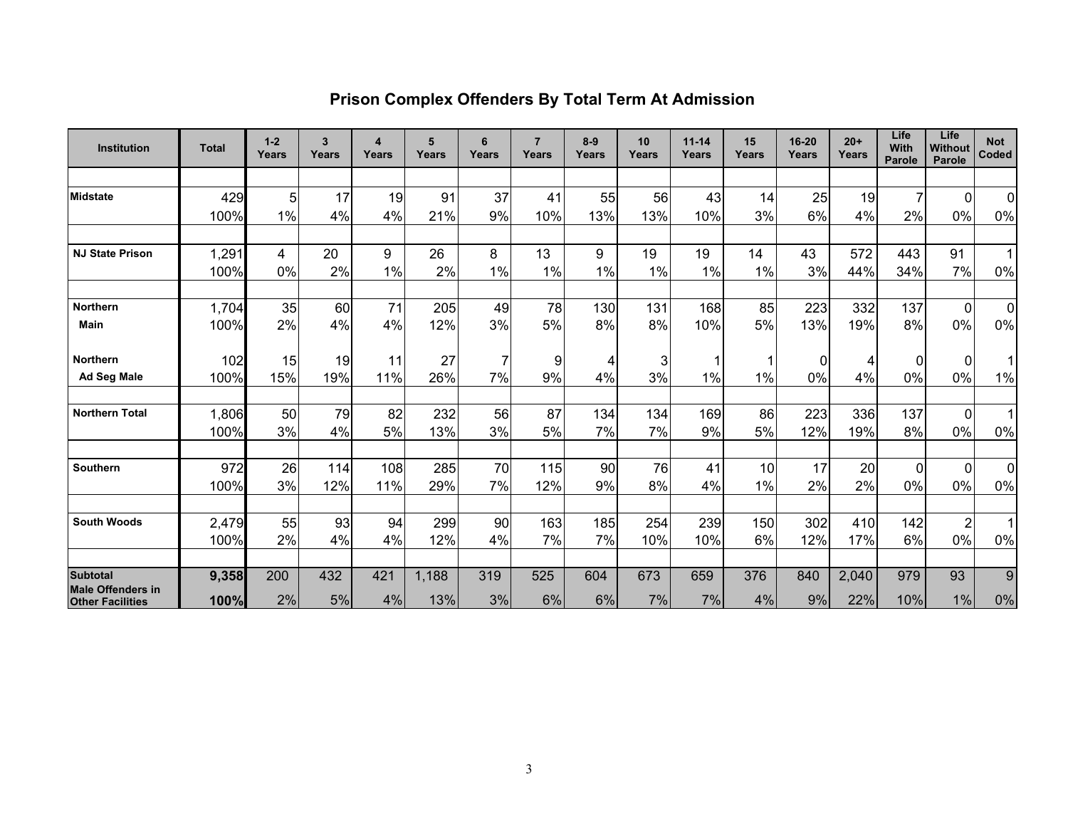# Prison Complex Offenders By Total Term At Admission

| Institution | Total | 1-2 Years | 3 Years | 4 Years | 5 Years | 6 Years | 7 Years | 8-9 Years | 10 Years | 11-14 Years | 15 Years | 16-20 Years | 20+ Years | Life With Parole | Life Without Parole | Not Coded |
|---|---|---|---|---|---|---|---|---|---|---|---|---|---|---|---|---|
| Midstate | 429 | 5 | 17 | 19 | 91 | 37 | 41 | 55 | 56 | 43 | 14 | 25 | 19 | 7 | 0 | 0 |
| | 100% | 1% | 4% | 4% | 21% | 9% | 10% | 13% | 13% | 10% | 3% | 6% | 4% | 2% | 0% | 0% |
| NJ State Prison | 1,291 | 4 | 20 | 9 | 26 | 8 | 13 | 9 | 19 | 19 | 14 | 43 | 572 | 443 | 91 | 1 |
| | 100% | 0% | 2% | 1% | 2% | 1% | 1% | 1% | 1% | 1% | 1% | 3% | 44% | 34% | 7% | 0% |
| Northern Main | 1,704 | 35 | 60 | 71 | 205 | 49 | 78 | 130 | 131 | 168 | 85 | 223 | 332 | 137 | 0 | 0 |
| | 100% | 2% | 4% | 4% | 12% | 3% | 5% | 8% | 8% | 10% | 5% | 13% | 19% | 8% | 0% | 0% |
| Northern Ad Seg Male | 102 | 15 | 19 | 11 | 27 | 7 | 9 | 4 | 3 | 1 | 1 | 0 | 4 | 0 | 0 | 1 |
| | 100% | 15% | 19% | 11% | 26% | 7% | 9% | 4% | 3% | 1% | 1% | 0% | 4% | 0% | 0% | 1% |
| Northern Total | 1,806 | 50 | 79 | 82 | 232 | 56 | 87 | 134 | 134 | 169 | 86 | 223 | 336 | 137 | 0 | 1 |
| | 100% | 3% | 4% | 5% | 13% | 3% | 5% | 7% | 7% | 9% | 5% | 12% | 19% | 8% | 0% | 0% |
| Southern | 972 | 26 | 114 | 108 | 285 | 70 | 115 | 90 | 76 | 41 | 10 | 17 | 20 | 0 | 0 | 0 |
| | 100% | 3% | 12% | 11% | 29% | 7% | 12% | 9% | 8% | 4% | 1% | 2% | 2% | 0% | 0% | 0% |
| South Woods | 2,479 | 55 | 93 | 94 | 299 | 90 | 163 | 185 | 254 | 239 | 150 | 302 | 410 | 142 | 2 | 1 |
| | 100% | 2% | 4% | 4% | 12% | 4% | 7% | 7% | 10% | 10% | 6% | 12% | 17% | 6% | 0% | 0% |
| **Subtotal Male Offenders in Other Facilities** | **9,358** | 200 | 432 | 421 | 1,188 | 319 | 525 | 604 | 673 | 659 | 376 | 840 | 2,040 | 979 | 93 | 9 |
| | **100%** | 2% | 5% | 4% | 13% | 3% | 6% | 6% | 7% | 7% | 4% | 9% | 22% | 10% | 1% | 0% |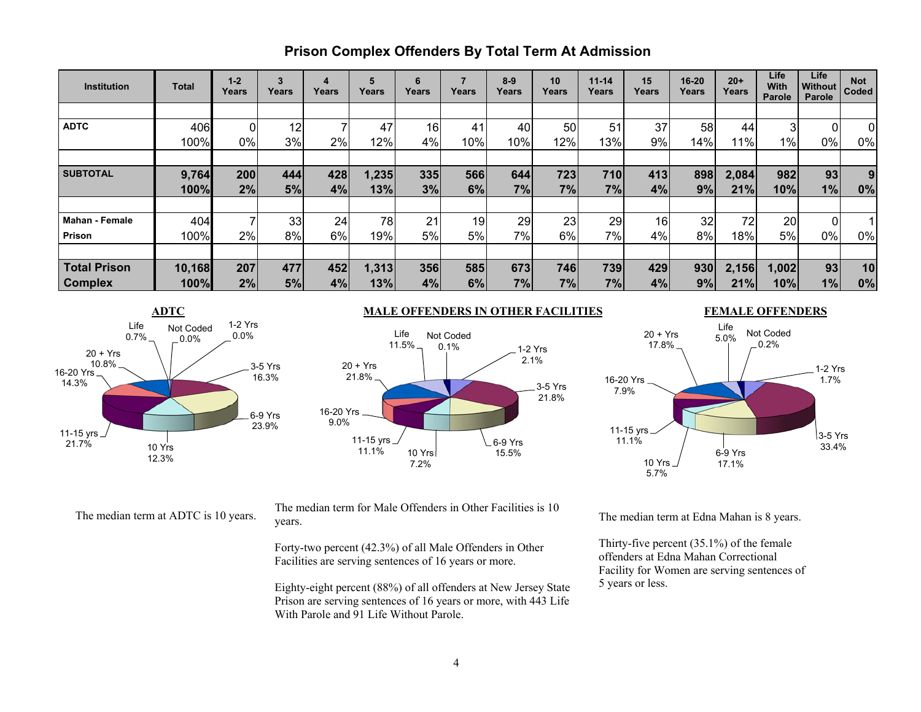# Prison Complex Offenders By Total Term At Admission

| Institution | Total | 1-2 Years | 3 Years | 4 Years | 5 Years | 6 Years | 7 Years | 8-9 Years | 10 Years | 11-14 Years | 15 Years | 16-20 Years | 20+ Years | Life With Parole | Life Without Parole | Not Coded |
|---|---|---|---|---|---|---|---|---|---|---|---|---|---|---|---|---|
| **ADTC** | 406 | 0 | 12 | 7 | 47 | 16 | 41 | 40 | 50 | 51 | 37 | 58 | 44 | 3 | 0 | 0 |
| | 100% | 0% | 3% | 2% | 12% | 4% | 10% | 10% | 12% | 13% | 9% | 14% | 11% | 1% | 0% | 0% |
| **SUBTOTAL** | **9,764** | **200** | **444** | **428** | **1,235** | **335** | **566** | **644** | **723** | **710** | **413** | **898** | **2,084** | **982** | **93** | **9** |
| | **100%** | **2%** | **5%** | **4%** | **13%** | **3%** | **6%** | **7%** | **7%** | **7%** | **4%** | **9%** | **21%** | **10%** | **1%** | **0%** |
| **Mahan - Female Prison** | 404 | 7 | 33 | 24 | 78 | 21 | 19 | 29 | 23 | 29 | 16 | 32 | 72 | 20 | 0 | 1 |
| | 100% | 2% | 8% | 6% | 19% | 5% | 5% | 7% | 6% | 7% | 4% | 8% | 18% | 5% | 0% | 0% |
| **Total Prison Complex** | **10,168** | **207** | **477** | **452** | **1,313** | **356** | **585** | **673** | **746** | **739** | **429** | **930** | **2,156** | **1,002** | **93** | **10** |
| | **100%** | **2%** | **5%** | **4%** | **13%** | **4%** | **6%** | **7%** | **7%** | **7%** | **4%** | **9%** | **21%** | **10%** | **1%** | **0%** |

**ADTC**

Life 0.7%; Not Coded 0.0%; 1-2 Yrs 0.0%; 3-5 Yrs 16.3%; 6-9 Yrs 23.9%; 10 Yrs 12.3%; 11-15 yrs 21.7%; 16-20 Yrs 14.3%; 20 + Yrs 10.8%

The median term at ADTC is 10 years.

**MALE OFFENDERS IN OTHER FACILITIES**

Life 11.5%; Not Coded 0.1%; 1-2 Yrs 2.1%; 3-5 Yrs 21.8%; 6-9 Yrs 15.5%; 10 Yrs 7.2%; 11-15 yrs 11.1%; 16-20 Yrs 9.0%; 20 + Yrs 21.8%

The median term for Male Offenders in Other Facilities is 10 years.

Forty-two percent (42.3%) of all Male Offenders in Other Facilities are serving sentences of 16 years or more.

Eighty-eight percent (88%) of all offenders at New Jersey State Prison are serving sentences of 16 years or more, with 443 Life With Parole and 91 Life Without Parole.

**FEMALE OFFENDERS**

Life 5.0%; Not Coded 0.2%; 1-2 Yrs 1.7%; 3-5 Yrs 33.4%; 6-9 Yrs 17.1%; 10 Yrs 5.7%; 11-15 yrs 11.1%; 16-20 Yrs 7.9%; 20 + Yrs 17.8%

The median term at Edna Mahan is 8 years.

Thirty-five percent (35.1%) of the female offenders at Edna Mahan Correctional Facility for Women are serving sentences of 5 years or less.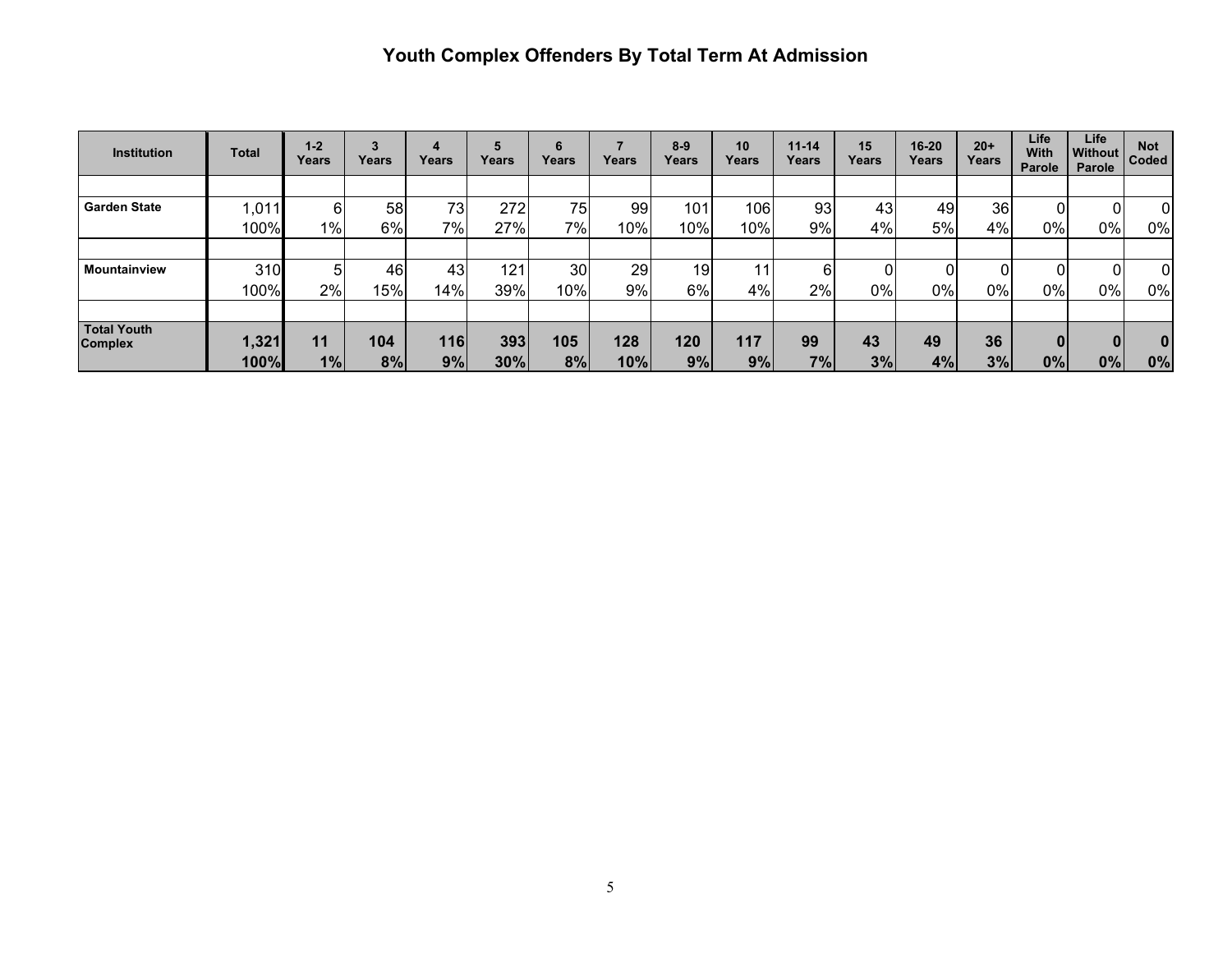# Youth Complex Offenders By Total Term At Admission

| Institution | Total | 1-2 Years | 3 Years | 4 Years | 5 Years | 6 Years | 7 Years | 8-9 Years | 10 Years | 11-14 Years | 15 Years | 16-20 Years | 20+ Years | Life With Parole | Life Without Parole | Not Coded |
|---|---|---|---|---|---|---|---|---|---|---|---|---|---|---|---|---|
| Garden State | 1,011 | 6 | 58 | 73 | 272 | 75 | 99 | 101 | 106 | 93 | 43 | 49 | 36 | 0 | 0 | 0 |
| | 100% | 1% | 6% | 7% | 27% | 7% | 10% | 10% | 10% | 9% | 4% | 5% | 4% | 0% | 0% | 0% |
| Mountainview | 310 | 5 | 46 | 43 | 121 | 30 | 29 | 19 | 11 | 6 | 0 | 0 | 0 | 0 | 0 | 0 |
| | 100% | 2% | 15% | 14% | 39% | 10% | 9% | 6% | 4% | 2% | 0% | 0% | 0% | 0% | 0% | 0% |
| **Total Youth Complex** | **1,321** | **11** | **104** | **116** | **393** | **105** | **128** | **120** | **117** | **99** | **43** | **49** | **36** | **0** | **0** | **0** |
| | **100%** | **1%** | **8%** | **9%** | **30%** | **8%** | **10%** | **9%** | **9%** | **7%** | **3%** | **4%** | **3%** | **0%** | **0%** | **0%** |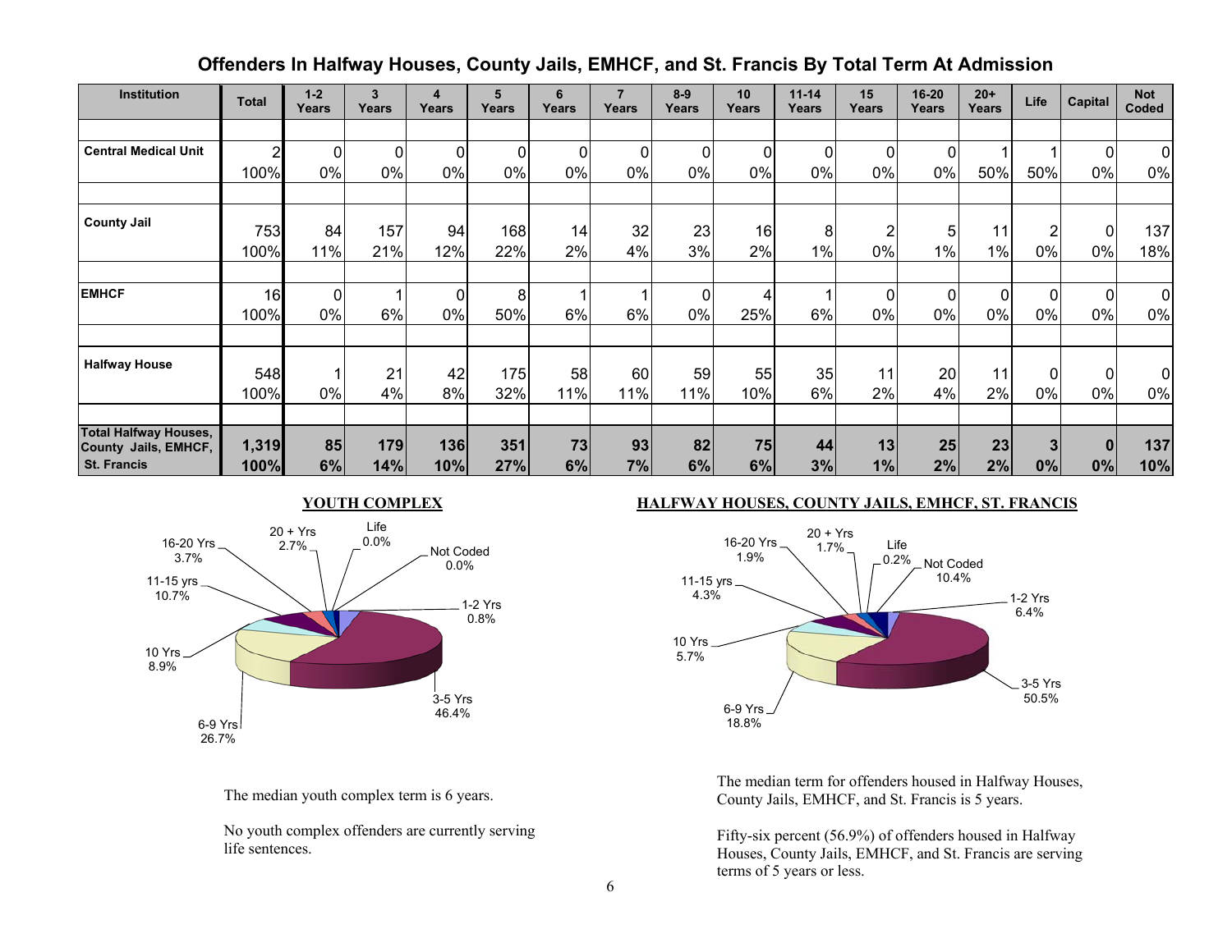## Offenders In Halfway Houses, County Jails, EMHCF, and St. Francis By Total Term At Admission

| Institution | Total | 1-2 Years | 3 Years | 4 Years | 5 Years | 6 Years | 7 Years | 8-9 Years | 10 Years | 11-14 Years | 15 Years | 16-20 Years | 20+ Years | Life | Capital | Not Coded |
|---|---|---|---|---|---|---|---|---|---|---|---|---|---|---|---|---|
| Central Medical Unit | 2 | 0 | 0 | 0 | 0 | 0 | 0 | 0 | 0 | 0 | 0 | 0 | 1 | 1 | 0 | 0 |
| | 100% | 0% | 0% | 0% | 0% | 0% | 0% | 0% | 0% | 0% | 0% | 0% | 50% | 50% | 0% | 0% |
| County Jail | 753 | 84 | 157 | 94 | 168 | 14 | 32 | 23 | 16 | 8 | 2 | 5 | 11 | 2 | 0 | 137 |
| | 100% | 11% | 21% | 12% | 22% | 2% | 4% | 3% | 2% | 1% | 0% | 1% | 1% | 0% | 0% | 18% |
| EMHCF | 16 | 0 | 1 | 0 | 8 | 1 | 1 | 0 | 4 | 1 | 0 | 0 | 0 | 0 | 0 | 0 |
| | 100% | 0% | 6% | 0% | 50% | 6% | 6% | 0% | 25% | 6% | 0% | 0% | 0% | 0% | 0% | 0% |
| Halfway House | 548 | 1 | 21 | 42 | 175 | 58 | 60 | 59 | 55 | 35 | 11 | 20 | 11 | 0 | 0 | 0 |
| | 100% | 0% | 4% | 8% | 32% | 11% | 11% | 11% | 10% | 6% | 2% | 4% | 2% | 0% | 0% | 0% |
| **Total Halfway Houses, County Jails, EMHCF, St. Francis** | **1,319** | **85** | **179** | **136** | **351** | **73** | **93** | **82** | **75** | **44** | **13** | **25** | **23** | **3** | **0** | **137** |
| | **100%** | **6%** | **14%** | **10%** | **27%** | **6%** | **7%** | **6%** | **6%** | **3%** | **1%** | **2%** | **2%** | **0%** | **0%** | **10%** |

**YOUTH COMPLEX**

16-20 Yrs 3.7%
20 + Yrs 2.7%
Life 0.0%
Not Coded 0.0%
11-15 yrs 10.7%
1-2 Yrs 0.8%
10 Yrs 8.9%
3-5 Yrs 46.4%
6-9 Yrs 26.7%

The median youth complex term is 6 years.

No youth complex offenders are currently serving life sentences.

**HALFWAY HOUSES, COUNTY JAILS, EMHCF, ST. FRANCIS**

16-20 Yrs 1.9%
20 + Yrs 1.7%
Life 0.2%
Not Coded 10.4%
11-15 yrs 4.3%
1-2 Yrs 6.4%
10 Yrs 5.7%
3-5 Yrs 50.5%
6-9 Yrs 18.8%

The median term for offenders housed in Halfway Houses, County Jails, EMHCF, and St. Francis is 5 years.

Fifty-six percent (56.9%) of offenders housed in Halfway Houses, County Jails, EMHCF, and St. Francis are serving terms of 5 years or less.